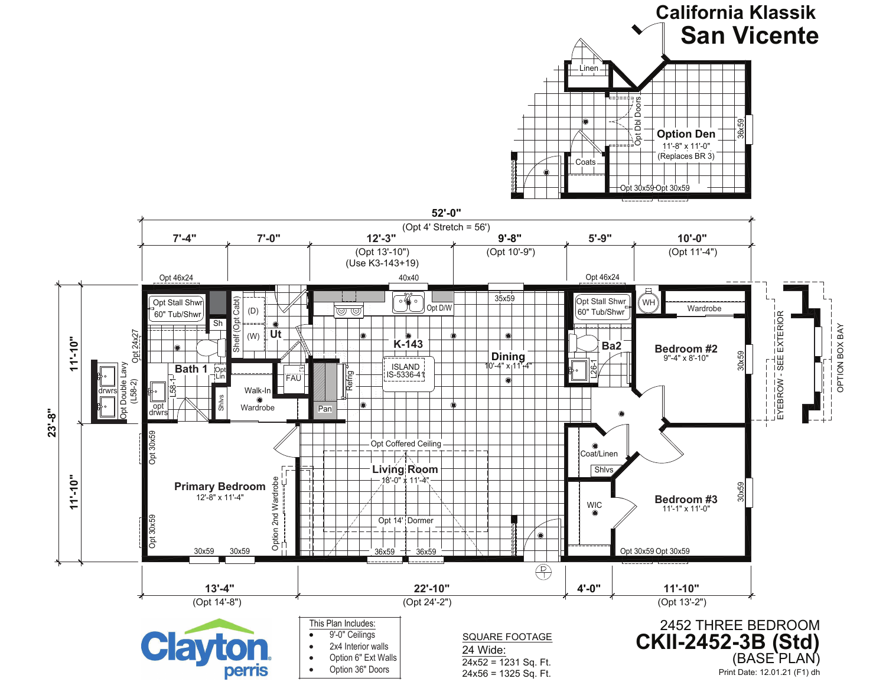# California Klassik
## San Vicente

**Option Den**
11'-8" x 11'-0"
(Replaces BR 3)

Linen · Coats · Opt Dbl Doors · 36x59 · Opt 30x59 · Opt 30x59

52'-0"
(Opt 4' Stretch = 56')

7'-4" · 7'-0" · 12'-3" (Opt 13'-10") (Use K3-143+19) · 9'-8" (Opt 10'-9") · 5'-9" · 10'-0" (Opt 11'-4")

23'-8" · 11'-10" · 11'-10"

Opt 46x24 · 40x40 · 35x59 · Opt 46x24

Opt Stall Shwr 60" Tub/Shwr · Sh · Shelf (Opt Cabt) · (D) · (W) · Ut · Opt D/W · Opt Stall Shwr 60" Tub/Shwr · WH · Wardrobe

Opt 24x27 · Opt Double Lavy (L58-2) · drwrs · opt drwrs · L58-1 · Opt Lin · Shlvs

**Bath 1** · Walk-In Wardrobe · FAU · Pan · Refrig

**K-143** · ISLAND IS-5336-41

**Dining** 10'-4" x 11'-4"

**Ba2** · L26-1

**Bedroom #2** 9'-4" x 8'-10" · 30x59

EYEBROW - SEE EXTERIOR · OPTION BOX BAY

Opt Coffered Ceiling

**Living Room** 18'-0" x 11'-4"

Opt 14' Dormer

**Primary Bedroom** 12'-8" x 11'-4"

Opt 30x59 · Opt 30x59 · 30x59 · 30x59 · Option 2nd Wardrobe · 36x59 · 36x59

Coat/Linen · Shlvs · WIC

**Bedroom #3** 11'-1" x 11'-0" · 30x59 · Opt 30x59 · Opt 30x59

13'-4" (Opt 14'-8") · 22'-10" (Opt 24'-2") · 4'-0" · 11'-10" (Opt 13'-2")

Clayton perris

This Plan Includes:
- 9'-0" Ceilings
- 2x4 Interior walls
- Option 6" Ext Walls
- Option 36" Doors

SQUARE FOOTAGE
24 Wide:
24x52 = 1231 Sq. Ft.
24x56 = 1325 Sq. Ft.

2452 THREE BEDROOM
**CKII-2452-3B (Std)**
(BASE PLAN)
Print Date: 12.01.21 (F1) dh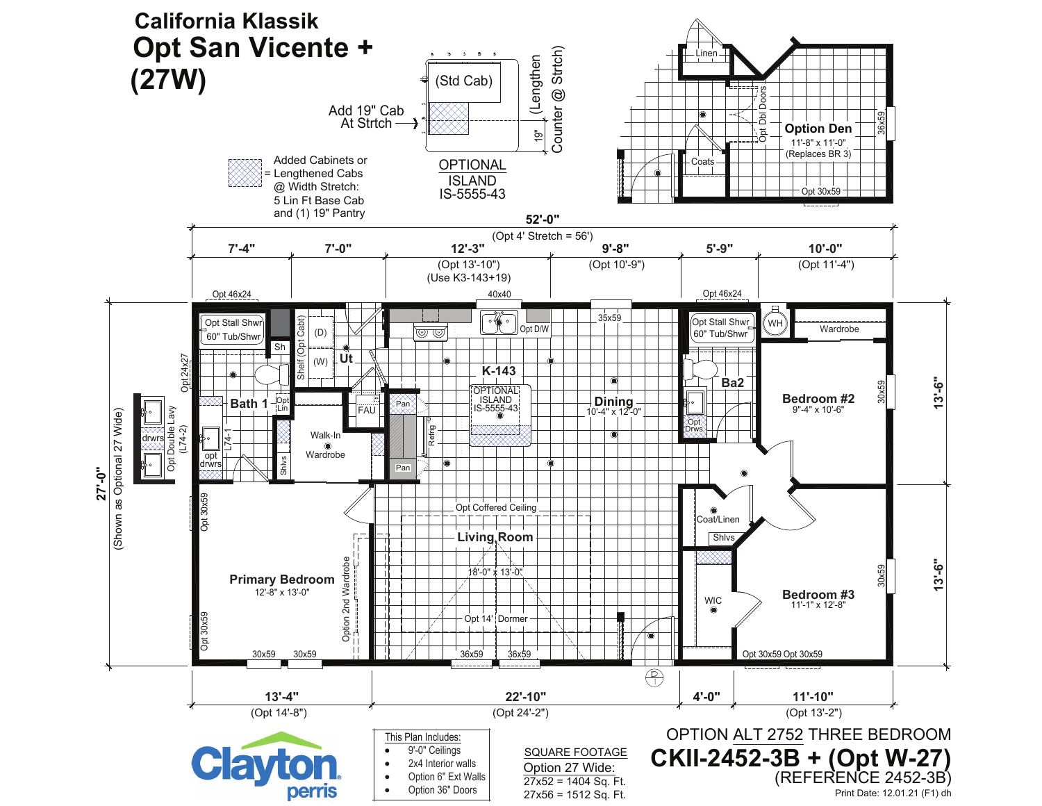# California Klassik

# Opt San Vicente + (27W)

Add 19" Cab At Strtch

(Std Cab)

19" (Lengthen Counter @ Strtch)

OPTIONAL ISLAND IS-5555-43

Added Cabinets or = Lengthened Cabs @ Width Stretch: 5 Lin Ft Base Cab and (1) 19" Pantry

Linen

Opt Dbl Doors

Coats

**Option Den**
11'-8" x 11'-0"
(Replaces BR 3)

36x59

Opt 30x59

52'-0"
(Opt 4' Stretch = 56')

7'-4" | 7'-0" | 12'-3" (Opt 13'-10") (Use K3-143+19) | 9'-8" (Opt 10'-9") | 5'-9" | 10'-0" (Opt 11'-4")

Opt 46x24 | 40x40 | 35x59 | Opt 46x24

Opt Stall Shwr / 60" Tub/Shwr

Sh

Shelf (Opt Cabt)

(D) (W) **Ut**

Opt D/W

**K-143**

OPTIONAL ISLAND IS-5555-43

**Dining**
10'-4" x 12'-0"

Opt Stall Shwr / 60" Tub/Shwr

WH

Wardrobe

**Ba2**

**Bedroom #2**
9"-4" x 10'-6"

30x59

Opt 24x27

**Bath 1**

Opt Lin

FAU

Pan

Refrig

Pan

drwrs

opt drwrs

Opt Double Lavy (L74-2)

L74-1

Shlvs

Walk-In Wardrobe

Opt Drws

27'-0"
(Shown as Optional 27 Wide)

13'-6"

13'-6"

Opt 30x59

Opt Coffered Ceiling

**Living Room**
18'-0" x 13'-0"

Opt 14' Dormer

Coat/Linen

Shlvs

WIC

**Bedroom #3**
11'-1" x 12'-8"

30x59

**Primary Bedroom**
12'-8" x 13'-0"

Option 2nd Wardrobe

Opt 30x59

30x59 | 30x59 | 36x59 | 36x59 | Opt 30x59 Opt 30x59

13'-4" (Opt 14'-8") | 22'-10" (Opt 24'-2") | 4'-0" | 11'-10" (Opt 13'-2")

Clayton perris

This Plan Includes:

- 9'-0" Ceilings
- 2x4 Interior walls
- Option 6" Ext Walls
- Option 36" Doors

SQUARE FOOTAGE
Option 27 Wide:
27x52 = 1404 Sq. Ft.
27x56 = 1512 Sq. Ft.

OPTION ALT 2752 THREE BEDROOM

**CKII-2452-3B + (Opt W-27)**

(REFERENCE 2452-3B)

Print Date: 12.01.21 (F1) dh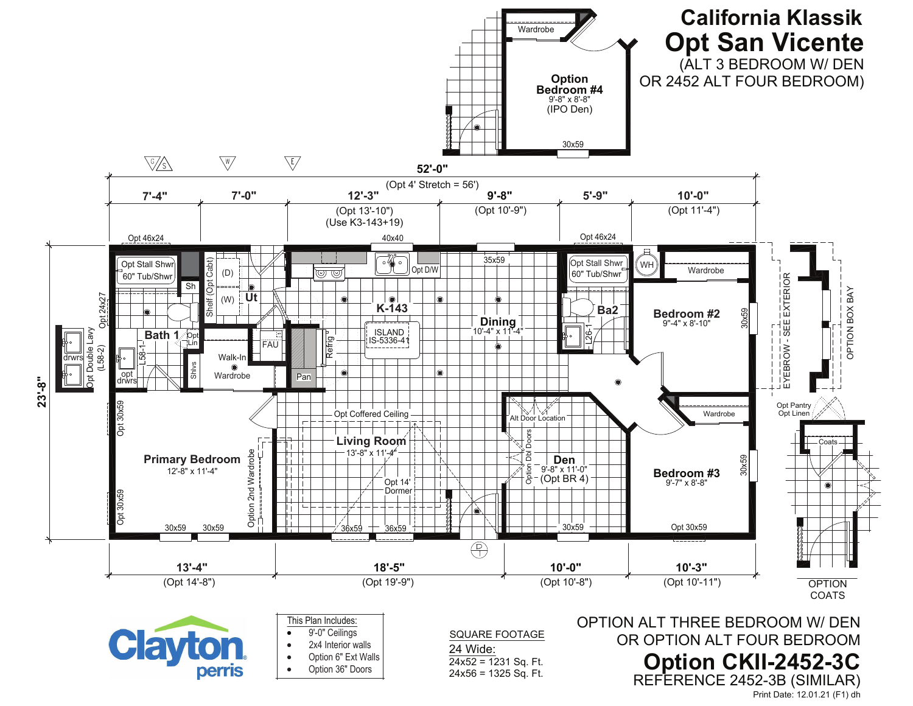# California Klassik

# Opt San Vicente

(ALT 3 BEDROOM W/ DEN OR 2452 ALT FOUR BEDROOM)

Option Bedroom #4
9'-8" x 8'-8"
(IPO Den)
Wardrobe
30x59

52'-0"
(Opt 4' Stretch = 56')

7'-4" | 7'-0" | 12'-3" (Opt 13'-10") (Use K3-143+19) | 9'-8" (Opt 10'-9") | 5'-9" | 10'-0" (Opt 11'-4")

23'-8"

Opt 46x24
Opt Stall Shwr
60" Tub/Shwr
Sh
Shelf (Opt Cabt)
(D)
(W)
Ut
Opt 24x27
Opt Double Lavy (L58-2)
drwrs
Bath 1
L58-1
opt drwrs
Opt Lin
Shlvs
Walk-In Wardrobe
FAU
40x40
Opt D/W
K-143
ISLAND IS-5336-41
Refrig
Pan
35x59
Dining
10'-4" x 11'-4"
Opt 46x24
Opt Stall Shwr
60" Tub/Shwr
WH
Ba2
L26-1
Wardrobe
Bedroom #2
9"-4" x 8'-10"
30x59
EYEBROW - SEE EXTERIOR
OPTION BOX BAY
Opt 30x59
Primary Bedroom
12'-8" x 11'-4"
Opt 30x59
Option 2nd Wardrobe
30x59
30x59
Opt Coffered Ceiling
Living Room
13'-8" x 11'-4"
Opt 14' Dormer
36x59
36x59
Alt Door Location
Option Dbl Doors
Den
9'-8" x 11'-0"
(Opt BR 4)
30x59
Wardrobe
Bedroom #3
9'-7" x 8'-8"
30x59
Opt 30x59
Opt Pantry
Opt Linen
Coats
OPTION COATS

13'-4" (Opt 14'-8") | 18'-5" (Opt 19'-9") | 10'-0" (Opt 10'-8") | 10'-3" (Opt 10'-11")

Clayton perris

This Plan Includes:
- 9'-0" Ceilings
- 2x4 Interior walls
- Option 6" Ext Walls
- Option 36" Doors

SQUARE FOOTAGE
24 Wide:
24x52 = 1231 Sq. Ft.
24x56 = 1325 Sq. Ft.

OPTION ALT THREE BEDROOM W/ DEN
OR OPTION ALT FOUR BEDROOM

## Option CKII-2452-3C

REFERENCE 2452-3B (SIMILAR)

Print Date: 12.01.21 (F1) dh